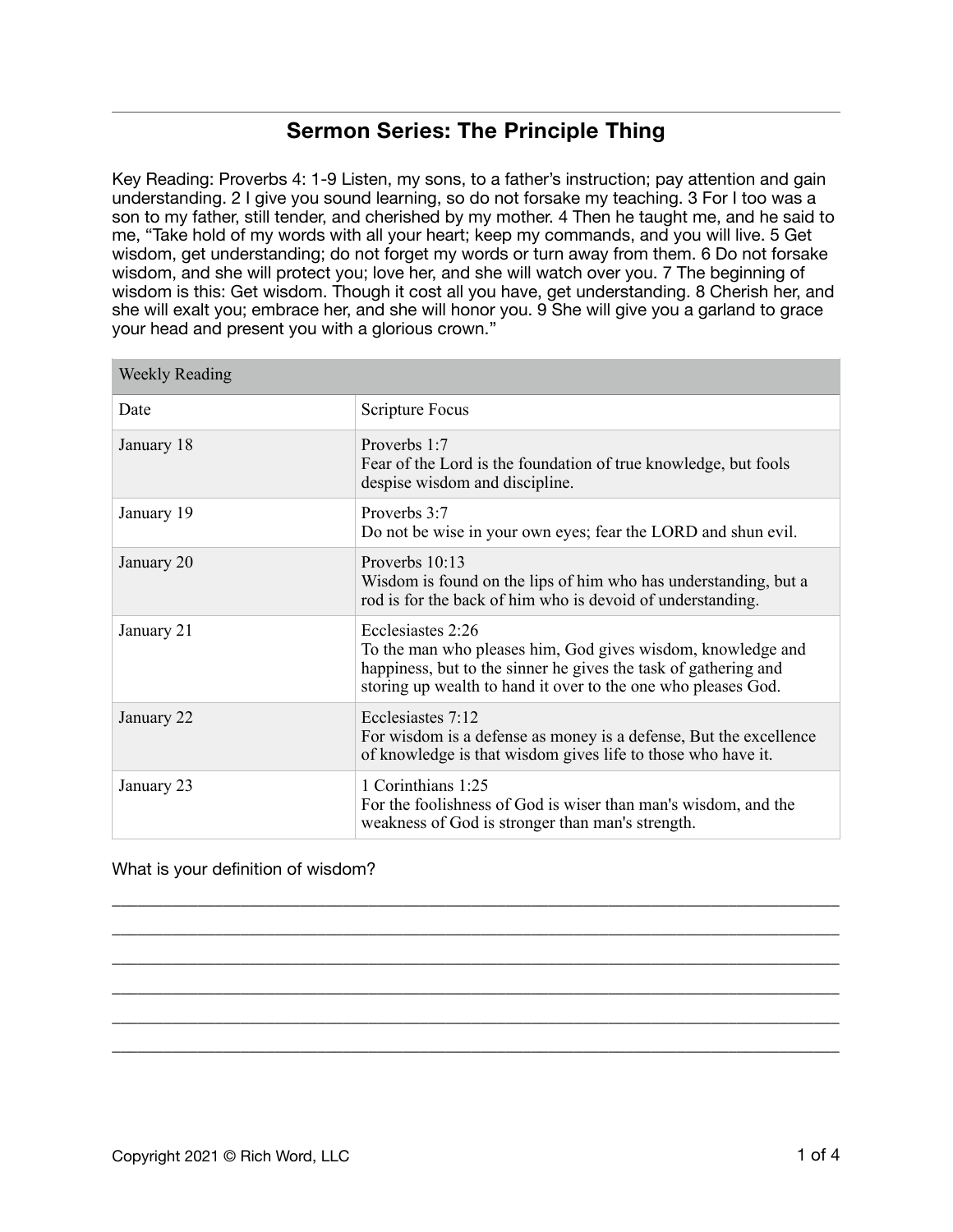# Sermon Series: The Principle Thing

Key Reading: Proverbs 4: 1-9 Listen, my sons, to a father's instruction; pay attention and gain understanding. 2 I give you sound learning, so do not forsake my teaching. 3 For I too was a son to my father, still tender, and cherished by my mother. 4 Then he taught me, and he said to me, "Take hold of my words with all your heart; keep my commands, and you will live. 5 Get wisdom, get understanding; do not forget my words or turn away from them. 6 Do not forsake wisdom, and she will protect you; love her, and she will watch over you. 7 The beginning of wisdom is this: Get wisdom. Though it cost all you have, get understanding. 8 Cherish her, and she will exalt you; embrace her, and she will honor you. 9 She will give you a garland to grace your head and present you with a glorious crown."

| Weekly Reading | |
|---|---|
| Date | Scripture Focus |
| January 18 | Proverbs 1:7<br>Fear of the Lord is the foundation of true knowledge, but fools despise wisdom and discipline. |
| January 19 | Proverbs 3:7<br>Do not be wise in your own eyes; fear the LORD and shun evil. |
| January 20 | Proverbs 10:13<br>Wisdom is found on the lips of him who has understanding, but a rod is for the back of him who is devoid of understanding. |
| January 21 | Ecclesiastes 2:26<br>To the man who pleases him, God gives wisdom, knowledge and happiness, but to the sinner he gives the task of gathering and storing up wealth to hand it over to the one who pleases God. |
| January 22 | Ecclesiastes 7:12<br>For wisdom is a defense as money is a defense, But the excellence of knowledge is that wisdom gives life to those who have it. |
| January 23 | 1 Corinthians 1:25<br>For the foolishness of God is wiser than man's wisdom, and the weakness of God is stronger than man's strength. |

What is your definition of wisdom?

______________________________________________________________________________

______________________________________________________________________________

______________________________________________________________________________

______________________________________________________________________________

______________________________________________________________________________

______________________________________________________________________________

Copyright 2021 © Rich Word, LLC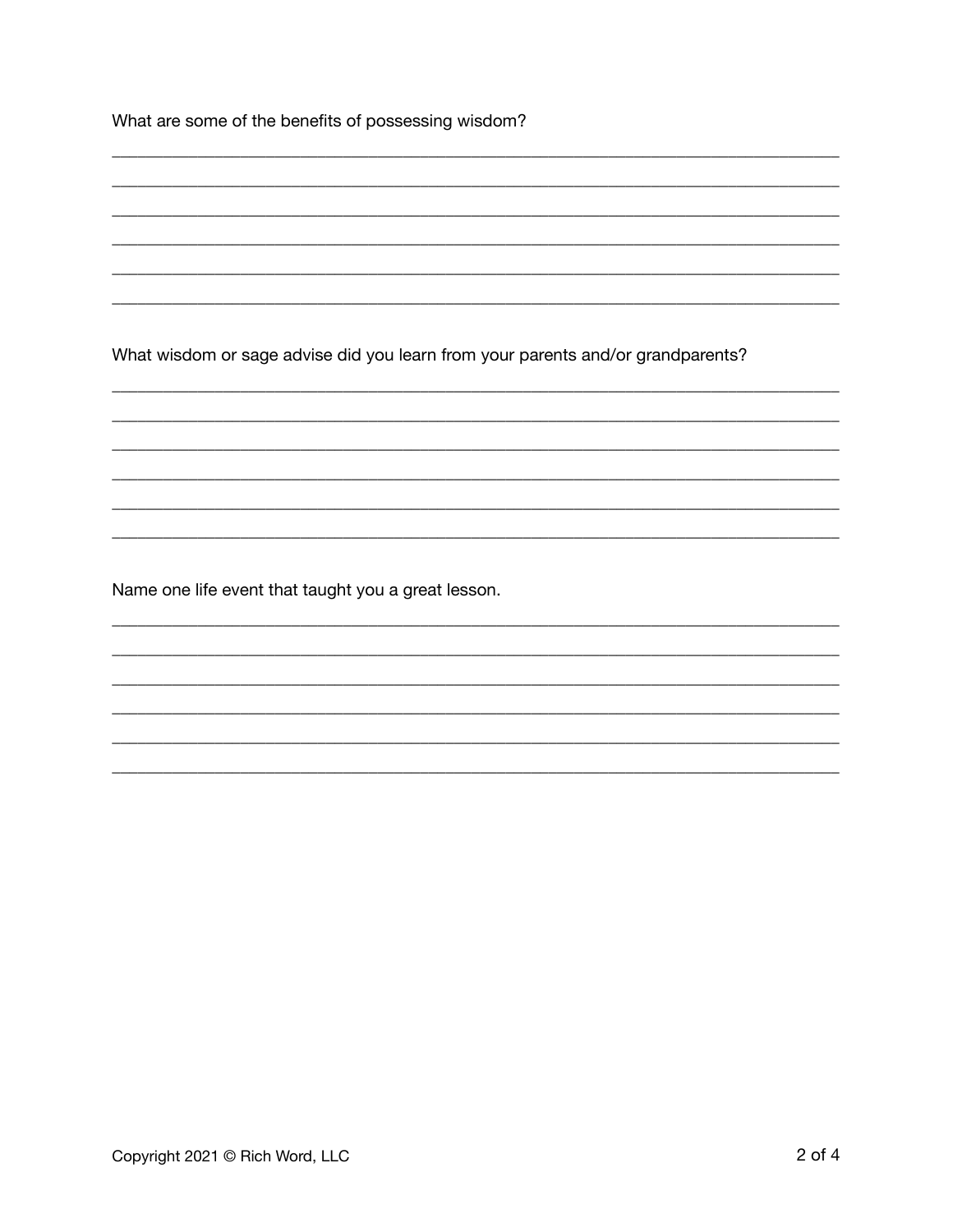What are some of the benefits of possessing wisdom?

______________________________________________________________________________

______________________________________________________________________________

______________________________________________________________________________

______________________________________________________________________________

______________________________________________________________________________

______________________________________________________________________________

What wisdom or sage advise did you learn from your parents and/or grandparents?

______________________________________________________________________________

______________________________________________________________________________

______________________________________________________________________________

______________________________________________________________________________

______________________________________________________________________________

______________________________________________________________________________

Name one life event that taught you a great lesson.

______________________________________________________________________________

______________________________________________________________________________

______________________________________________________________________________

______________________________________________________________________________

______________________________________________________________________________

______________________________________________________________________________

Copyright 2021 © Rich Word, LLC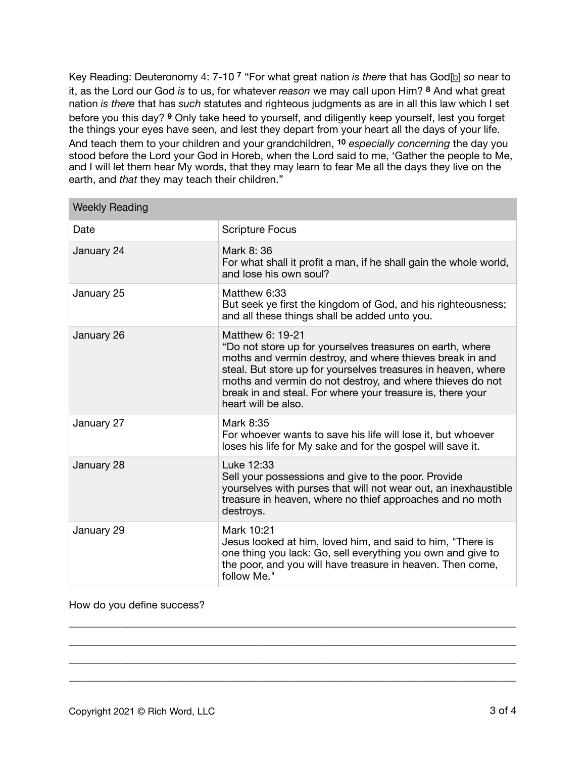Key Reading: Deuteronomy 4: 7-10 [7] "For what great nation *is there* that has God[b] *so* near to it, as the Lord our God *is* to us, for whatever *reason* we may call upon Him? [8] And what great nation *is there* that has *such* statutes and righteous judgments as are in all this law which I set before you this day? [9] Only take heed to yourself, and diligently keep yourself, lest you forget the things your eyes have seen, and lest they depart from your heart all the days of your life. And teach them to your children and your grandchildren, [10] *especially concerning* the day you stood before the Lord your God in Horeb, when the Lord said to me, 'Gather the people to Me, and I will let them hear My words, that they may learn to fear Me all the days they live on the earth, and *that* they may teach their children."

| Weekly Reading | |
|---|---|
| Date | Scripture Focus |
| January 24 | Mark 8: 36<br>For what shall it profit a man, if he shall gain the whole world, and lose his own soul? |
| January 25 | Matthew 6:33<br>But seek ye first the kingdom of God, and his righteousness; and all these things shall be added unto you. |
| January 26 | Matthew 6: 19-21<br>"Do not store up for yourselves treasures on earth, where moths and vermin destroy, and where thieves break in and steal. But store up for yourselves treasures in heaven, where moths and vermin do not destroy, and where thieves do not break in and steal. For where your treasure is, there your heart will be also. |
| January 27 | Mark 8:35<br>For whoever wants to save his life will lose it, but whoever loses his life for My sake and for the gospel will save it. |
| January 28 | Luke 12:33<br>Sell your possessions and give to the poor. Provide yourselves with purses that will not wear out, an inexhaustible treasure in heaven, where no thief approaches and no moth destroys. |
| January 29 | Mark 10:21<br>Jesus looked at him, loved him, and said to him, "There is one thing you lack: Go, sell everything you own and give to the poor, and you will have treasure in heaven. Then come, follow Me." |

How do you define success?

____________________________________________________________________________

____________________________________________________________________________

____________________________________________________________________________

____________________________________________________________________________

Copyright 2021 © Rich Word, LLC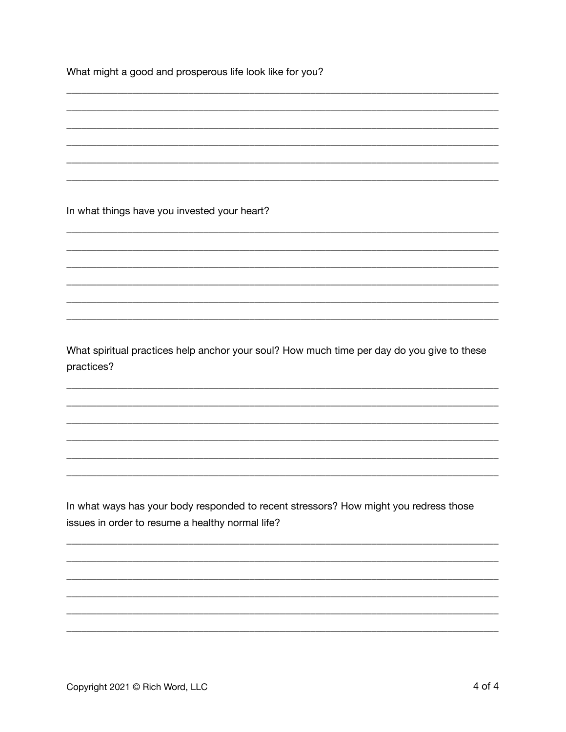What might a good and prosperous life look like for you?

______________________________________________________________________________

______________________________________________________________________________

______________________________________________________________________________

______________________________________________________________________________

______________________________________________________________________________

______________________________________________________________________________

In what things have you invested your heart?

______________________________________________________________________________

______________________________________________________________________________

______________________________________________________________________________

______________________________________________________________________________

______________________________________________________________________________

______________________________________________________________________________

What spiritual practices help anchor your soul? How much time per day do you give to these practices?

______________________________________________________________________________

______________________________________________________________________________

______________________________________________________________________________

______________________________________________________________________________

______________________________________________________________________________

______________________________________________________________________________

In what ways has your body responded to recent stressors? How might you redress those issues in order to resume a healthy normal life?

______________________________________________________________________________

______________________________________________________________________________

______________________________________________________________________________

______________________________________________________________________________

______________________________________________________________________________

______________________________________________________________________________

Copyright 2021 © Rich Word, LLC